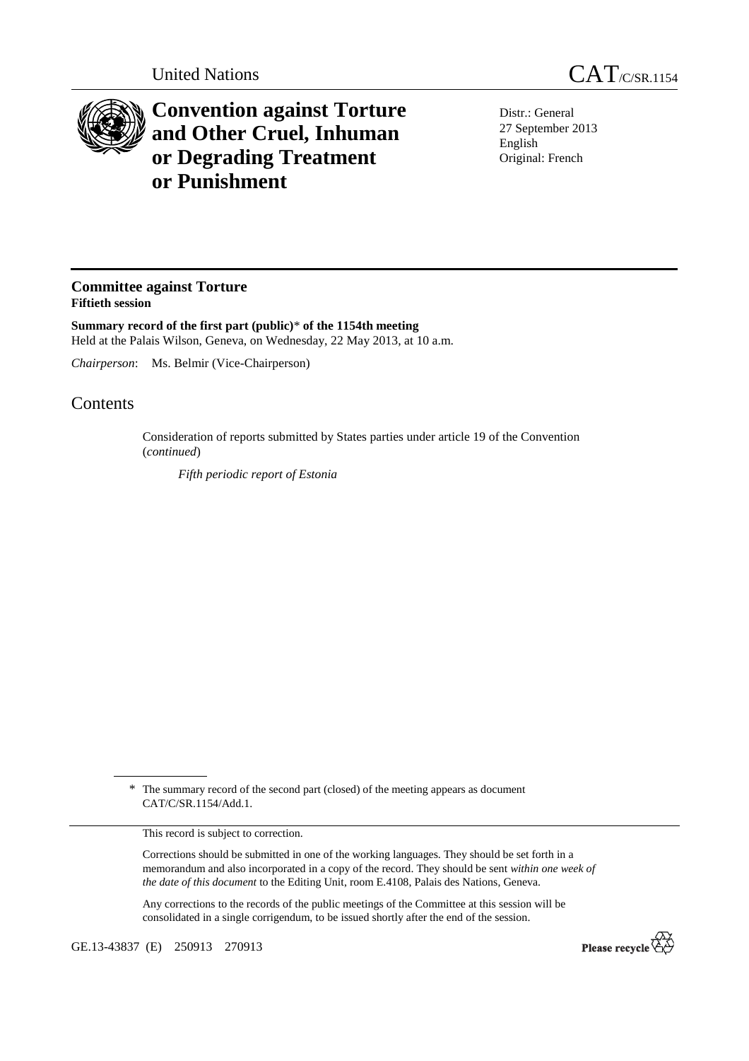United Nations

CAT/C/SR.1154

# Convention against Torture and Other Cruel, Inhuman or Degrading Treatment or Punishment

Distr.: General
27 September 2013
English
Original: French

## Committee against Torture
**Fiftieth session**

**Summary record of the first part (public)\* of the 1154th meeting**
Held at the Palais Wilson, Geneva, on Wednesday, 22 May 2013, at 10 a.m.

*Chairperson*: Ms. Belmir (Vice-Chairperson)

# Contents

Consideration of reports submitted by States parties under article 19 of the Convention (*continued*)

*Fifth periodic report of Estonia*

\* The summary record of the second part (closed) of the meeting appears as document CAT/C/SR.1154/Add.1.

This record is subject to correction.

Corrections should be submitted in one of the working languages. They should be set forth in a memorandum and also incorporated in a copy of the record. They should be sent *within one week of the date of this document* to the Editing Unit, room E.4108, Palais des Nations, Geneva.

Any corrections to the records of the public meetings of the Committee at this session will be consolidated in a single corrigendum, to be issued shortly after the end of the session.

GE.13-43837 (E) 250913 270913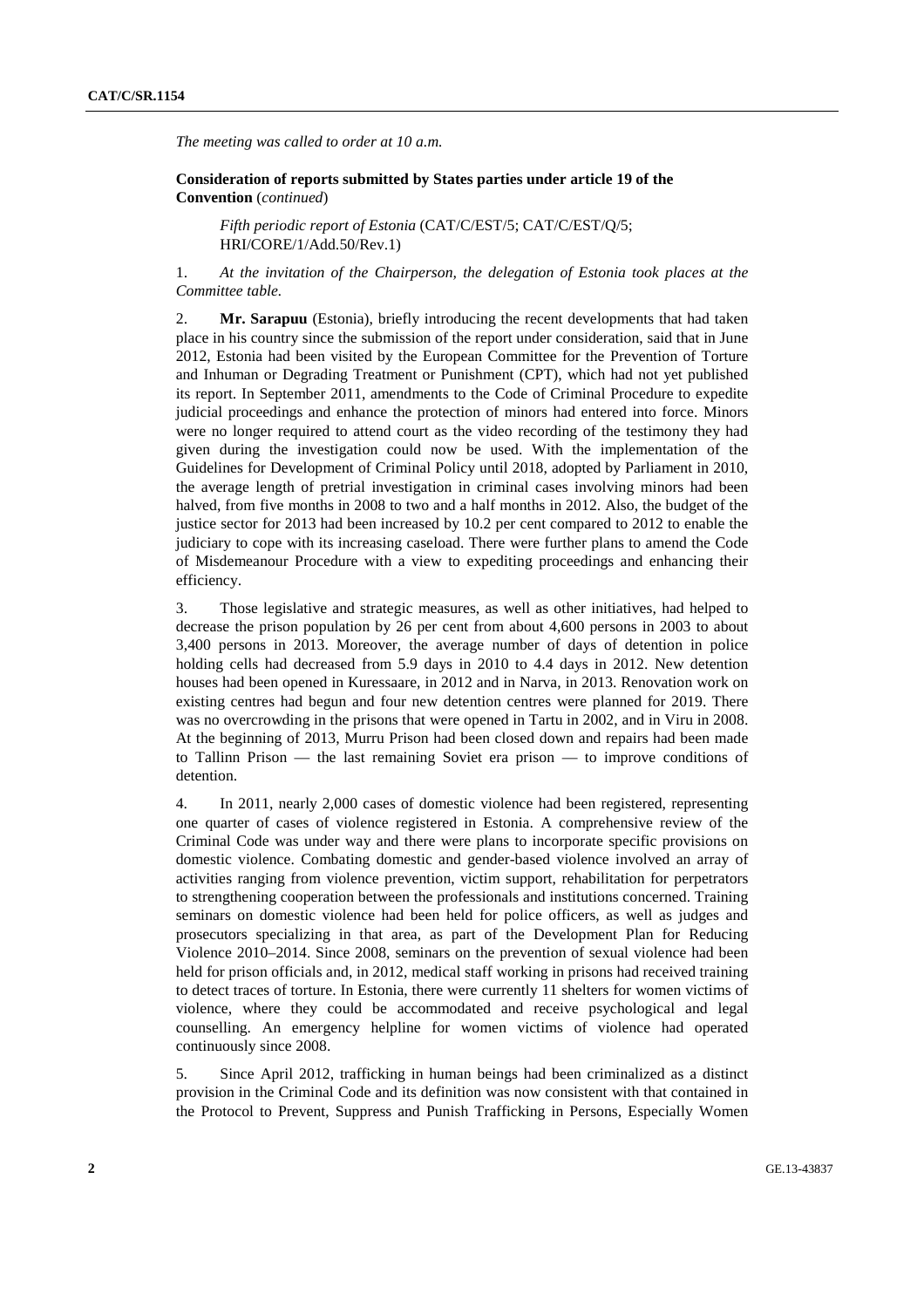*The meeting was called to order at 10 a.m.*

**Consideration of reports submitted by States parties under article 19 of the Convention** (*continued*)

*Fifth periodic report of Estonia* (CAT/C/EST/5; CAT/C/EST/Q/5; HRI/CORE/1/Add.50/Rev.1)

1. *At the invitation of the Chairperson, the delegation of Estonia took places at the Committee table.*

2. **Mr. Sarapuu** (Estonia), briefly introducing the recent developments that had taken place in his country since the submission of the report under consideration, said that in June 2012, Estonia had been visited by the European Committee for the Prevention of Torture and Inhuman or Degrading Treatment or Punishment (CPT), which had not yet published its report. In September 2011, amendments to the Code of Criminal Procedure to expedite judicial proceedings and enhance the protection of minors had entered into force. Minors were no longer required to attend court as the video recording of the testimony they had given during the investigation could now be used. With the implementation of the Guidelines for Development of Criminal Policy until 2018, adopted by Parliament in 2010, the average length of pretrial investigation in criminal cases involving minors had been halved, from five months in 2008 to two and a half months in 2012. Also, the budget of the justice sector for 2013 had been increased by 10.2 per cent compared to 2012 to enable the judiciary to cope with its increasing caseload. There were further plans to amend the Code of Misdemeanour Procedure with a view to expediting proceedings and enhancing their efficiency.

3. Those legislative and strategic measures, as well as other initiatives, had helped to decrease the prison population by 26 per cent from about 4,600 persons in 2003 to about 3,400 persons in 2013. Moreover, the average number of days of detention in police holding cells had decreased from 5.9 days in 2010 to 4.4 days in 2012. New detention houses had been opened in Kuressaare, in 2012 and in Narva, in 2013. Renovation work on existing centres had begun and four new detention centres were planned for 2019. There was no overcrowding in the prisons that were opened in Tartu in 2002, and in Viru in 2008. At the beginning of 2013, Murru Prison had been closed down and repairs had been made to Tallinn Prison — the last remaining Soviet era prison — to improve conditions of detention.

4. In 2011, nearly 2,000 cases of domestic violence had been registered, representing one quarter of cases of violence registered in Estonia. A comprehensive review of the Criminal Code was under way and there were plans to incorporate specific provisions on domestic violence. Combating domestic and gender-based violence involved an array of activities ranging from violence prevention, victim support, rehabilitation for perpetrators to strengthening cooperation between the professionals and institutions concerned. Training seminars on domestic violence had been held for police officers, as well as judges and prosecutors specializing in that area, as part of the Development Plan for Reducing Violence 2010–2014. Since 2008, seminars on the prevention of sexual violence had been held for prison officials and, in 2012, medical staff working in prisons had received training to detect traces of torture. In Estonia, there were currently 11 shelters for women victims of violence, where they could be accommodated and receive psychological and legal counselling. An emergency helpline for women victims of violence had operated continuously since 2008.

5. Since April 2012, trafficking in human beings had been criminalized as a distinct provision in the Criminal Code and its definition was now consistent with that contained in the Protocol to Prevent, Suppress and Punish Trafficking in Persons, Especially Women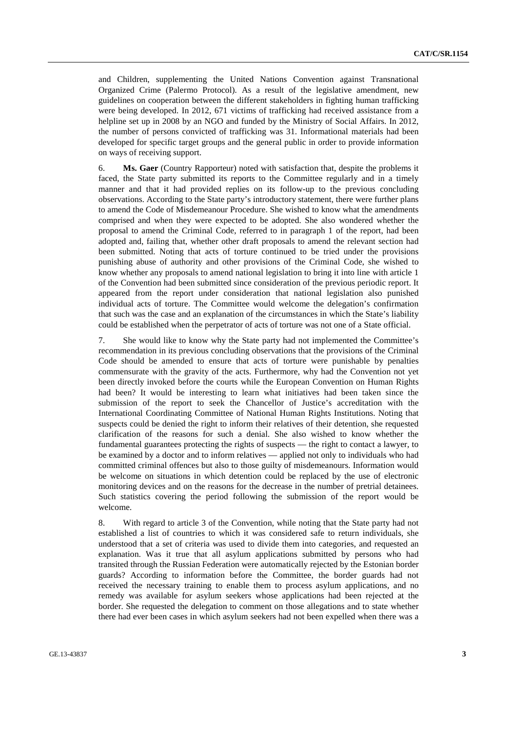and Children, supplementing the United Nations Convention against Transnational Organized Crime (Palermo Protocol). As a result of the legislative amendment, new guidelines on cooperation between the different stakeholders in fighting human trafficking were being developed. In 2012, 671 victims of trafficking had received assistance from a helpline set up in 2008 by an NGO and funded by the Ministry of Social Affairs. In 2012, the number of persons convicted of trafficking was 31. Informational materials had been developed for specific target groups and the general public in order to provide information on ways of receiving support.

6. **Ms. Gaer** (Country Rapporteur) noted with satisfaction that, despite the problems it faced, the State party submitted its reports to the Committee regularly and in a timely manner and that it had provided replies on its follow-up to the previous concluding observations. According to the State party's introductory statement, there were further plans to amend the Code of Misdemeanour Procedure. She wished to know what the amendments comprised and when they were expected to be adopted. She also wondered whether the proposal to amend the Criminal Code, referred to in paragraph 1 of the report, had been adopted and, failing that, whether other draft proposals to amend the relevant section had been submitted. Noting that acts of torture continued to be tried under the provisions punishing abuse of authority and other provisions of the Criminal Code, she wished to know whether any proposals to amend national legislation to bring it into line with article 1 of the Convention had been submitted since consideration of the previous periodic report. It appeared from the report under consideration that national legislation also punished individual acts of torture. The Committee would welcome the delegation's confirmation that such was the case and an explanation of the circumstances in which the State's liability could be established when the perpetrator of acts of torture was not one of a State official.

7. She would like to know why the State party had not implemented the Committee's recommendation in its previous concluding observations that the provisions of the Criminal Code should be amended to ensure that acts of torture were punishable by penalties commensurate with the gravity of the acts. Furthermore, why had the Convention not yet been directly invoked before the courts while the European Convention on Human Rights had been? It would be interesting to learn what initiatives had been taken since the submission of the report to seek the Chancellor of Justice's accreditation with the International Coordinating Committee of National Human Rights Institutions. Noting that suspects could be denied the right to inform their relatives of their detention, she requested clarification of the reasons for such a denial. She also wished to know whether the fundamental guarantees protecting the rights of suspects — the right to contact a lawyer, to be examined by a doctor and to inform relatives — applied not only to individuals who had committed criminal offences but also to those guilty of misdemeanours. Information would be welcome on situations in which detention could be replaced by the use of electronic monitoring devices and on the reasons for the decrease in the number of pretrial detainees. Such statistics covering the period following the submission of the report would be welcome.

8. With regard to article 3 of the Convention, while noting that the State party had not established a list of countries to which it was considered safe to return individuals, she understood that a set of criteria was used to divide them into categories, and requested an explanation. Was it true that all asylum applications submitted by persons who had transited through the Russian Federation were automatically rejected by the Estonian border guards? According to information before the Committee, the border guards had not received the necessary training to enable them to process asylum applications, and no remedy was available for asylum seekers whose applications had been rejected at the border. She requested the delegation to comment on those allegations and to state whether there had ever been cases in which asylum seekers had not been expelled when there was a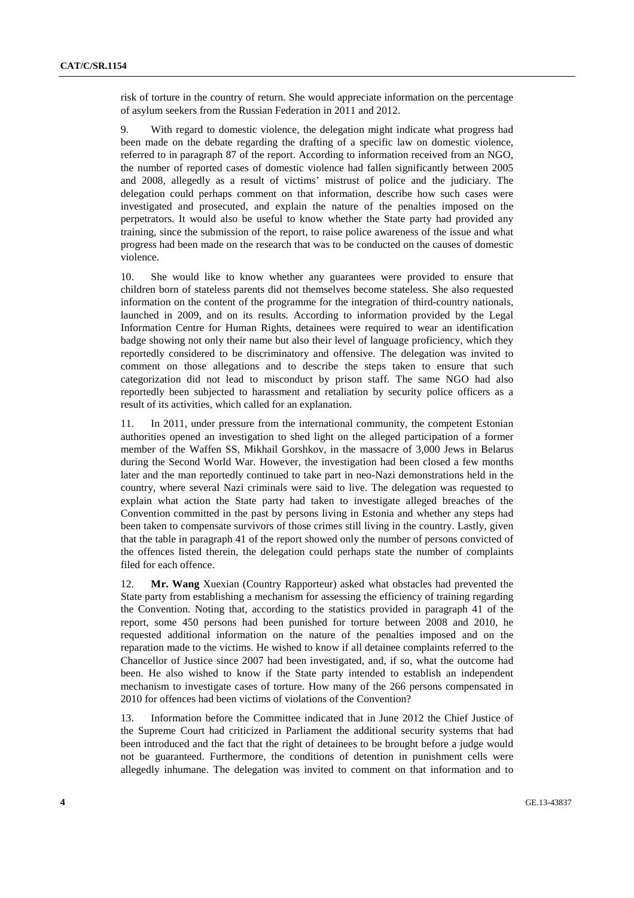risk of torture in the country of return. She would appreciate information on the percentage of asylum seekers from the Russian Federation in 2011 and 2012.

9. With regard to domestic violence, the delegation might indicate what progress had been made on the debate regarding the drafting of a specific law on domestic violence, referred to in paragraph 87 of the report. According to information received from an NGO, the number of reported cases of domestic violence had fallen significantly between 2005 and 2008, allegedly as a result of victims' mistrust of police and the judiciary. The delegation could perhaps comment on that information, describe how such cases were investigated and prosecuted, and explain the nature of the penalties imposed on the perpetrators. It would also be useful to know whether the State party had provided any training, since the submission of the report, to raise police awareness of the issue and what progress had been made on the research that was to be conducted on the causes of domestic violence.

10. She would like to know whether any guarantees were provided to ensure that children born of stateless parents did not themselves become stateless. She also requested information on the content of the programme for the integration of third-country nationals, launched in 2009, and on its results. According to information provided by the Legal Information Centre for Human Rights, detainees were required to wear an identification badge showing not only their name but also their level of language proficiency, which they reportedly considered to be discriminatory and offensive. The delegation was invited to comment on those allegations and to describe the steps taken to ensure that such categorization did not lead to misconduct by prison staff. The same NGO had also reportedly been subjected to harassment and retaliation by security police officers as a result of its activities, which called for an explanation.

11. In 2011, under pressure from the international community, the competent Estonian authorities opened an investigation to shed light on the alleged participation of a former member of the Waffen SS, Mikhail Gorshkov, in the massacre of 3,000 Jews in Belarus during the Second World War. However, the investigation had been closed a few months later and the man reportedly continued to take part in neo-Nazi demonstrations held in the country, where several Nazi criminals were said to live. The delegation was requested to explain what action the State party had taken to investigate alleged breaches of the Convention committed in the past by persons living in Estonia and whether any steps had been taken to compensate survivors of those crimes still living in the country. Lastly, given that the table in paragraph 41 of the report showed only the number of persons convicted of the offences listed therein, the delegation could perhaps state the number of complaints filed for each offence.

12. **Mr. Wang** Xuexian (Country Rapporteur) asked what obstacles had prevented the State party from establishing a mechanism for assessing the efficiency of training regarding the Convention. Noting that, according to the statistics provided in paragraph 41 of the report, some 450 persons had been punished for torture between 2008 and 2010, he requested additional information on the nature of the penalties imposed and on the reparation made to the victims. He wished to know if all detainee complaints referred to the Chancellor of Justice since 2007 had been investigated, and, if so, what the outcome had been. He also wished to know if the State party intended to establish an independent mechanism to investigate cases of torture. How many of the 266 persons compensated in 2010 for offences had been victims of violations of the Convention?

13. Information before the Committee indicated that in June 2012 the Chief Justice of the Supreme Court had criticized in Parliament the additional security systems that had been introduced and the fact that the right of detainees to be brought before a judge would not be guaranteed. Furthermore, the conditions of detention in punishment cells were allegedly inhumane. The delegation was invited to comment on that information and to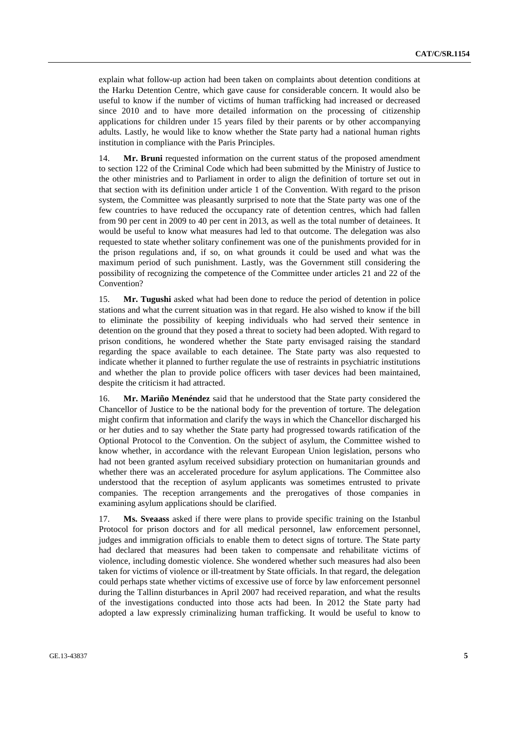explain what follow-up action had been taken on complaints about detention conditions at the Harku Detention Centre, which gave cause for considerable concern. It would also be useful to know if the number of victims of human trafficking had increased or decreased since 2010 and to have more detailed information on the processing of citizenship applications for children under 15 years filed by their parents or by other accompanying adults. Lastly, he would like to know whether the State party had a national human rights institution in compliance with the Paris Principles.

14. **Mr. Bruni** requested information on the current status of the proposed amendment to section 122 of the Criminal Code which had been submitted by the Ministry of Justice to the other ministries and to Parliament in order to align the definition of torture set out in that section with its definition under article 1 of the Convention. With regard to the prison system, the Committee was pleasantly surprised to note that the State party was one of the few countries to have reduced the occupancy rate of detention centres, which had fallen from 90 per cent in 2009 to 40 per cent in 2013, as well as the total number of detainees. It would be useful to know what measures had led to that outcome. The delegation was also requested to state whether solitary confinement was one of the punishments provided for in the prison regulations and, if so, on what grounds it could be used and what was the maximum period of such punishment. Lastly, was the Government still considering the possibility of recognizing the competence of the Committee under articles 21 and 22 of the Convention?

15. **Mr. Tugushi** asked what had been done to reduce the period of detention in police stations and what the current situation was in that regard. He also wished to know if the bill to eliminate the possibility of keeping individuals who had served their sentence in detention on the ground that they posed a threat to society had been adopted. With regard to prison conditions, he wondered whether the State party envisaged raising the standard regarding the space available to each detainee. The State party was also requested to indicate whether it planned to further regulate the use of restraints in psychiatric institutions and whether the plan to provide police officers with taser devices had been maintained, despite the criticism it had attracted.

16. **Mr. Mariño Menéndez** said that he understood that the State party considered the Chancellor of Justice to be the national body for the prevention of torture. The delegation might confirm that information and clarify the ways in which the Chancellor discharged his or her duties and to say whether the State party had progressed towards ratification of the Optional Protocol to the Convention. On the subject of asylum, the Committee wished to know whether, in accordance with the relevant European Union legislation, persons who had not been granted asylum received subsidiary protection on humanitarian grounds and whether there was an accelerated procedure for asylum applications. The Committee also understood that the reception of asylum applicants was sometimes entrusted to private companies. The reception arrangements and the prerogatives of those companies in examining asylum applications should be clarified.

17. **Ms. Sveaass** asked if there were plans to provide specific training on the Istanbul Protocol for prison doctors and for all medical personnel, law enforcement personnel, judges and immigration officials to enable them to detect signs of torture. The State party had declared that measures had been taken to compensate and rehabilitate victims of violence, including domestic violence. She wondered whether such measures had also been taken for victims of violence or ill-treatment by State officials. In that regard, the delegation could perhaps state whether victims of excessive use of force by law enforcement personnel during the Tallinn disturbances in April 2007 had received reparation, and what the results of the investigations conducted into those acts had been. In 2012 the State party had adopted a law expressly criminalizing human trafficking. It would be useful to know to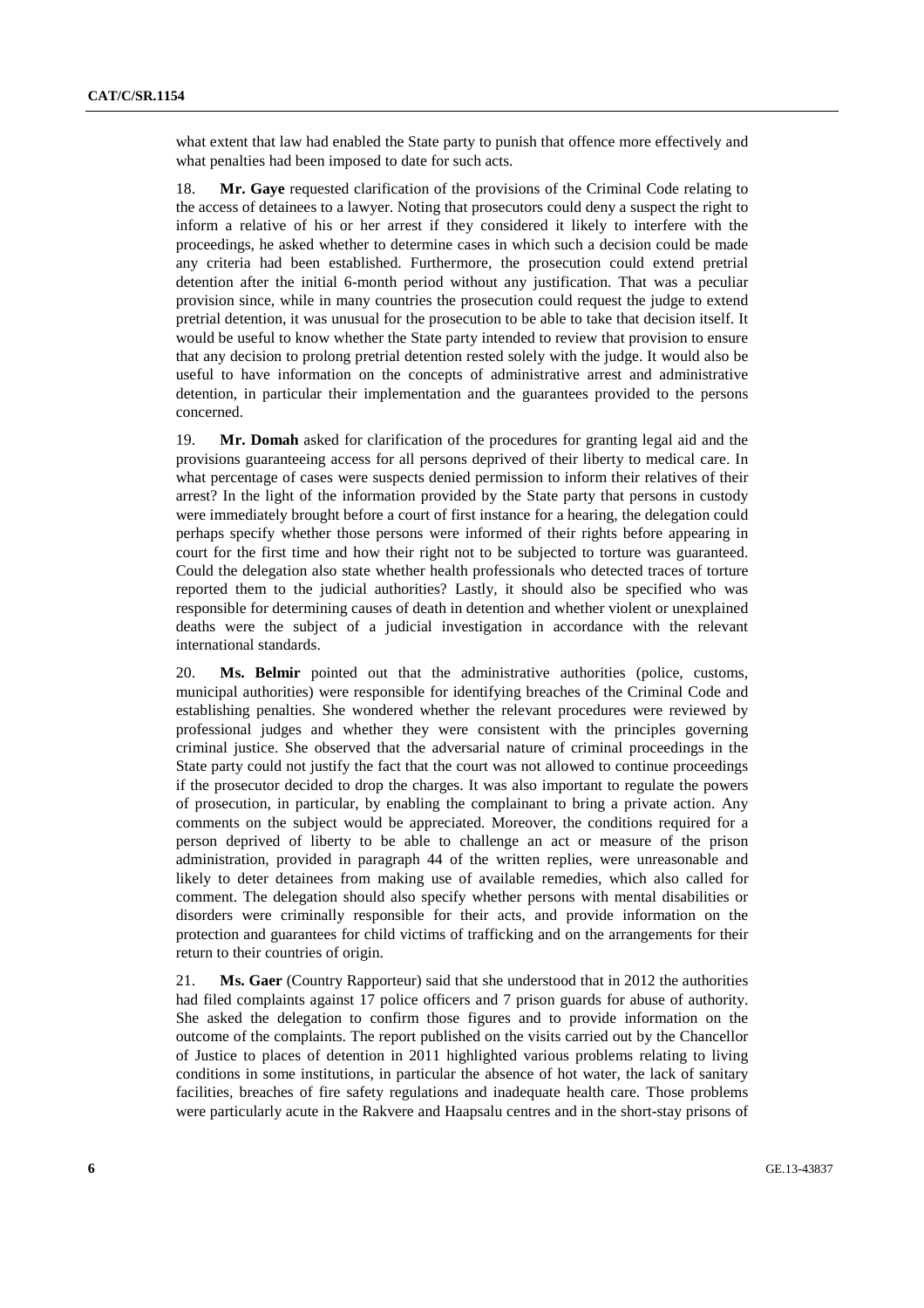what extent that law had enabled the State party to punish that offence more effectively and what penalties had been imposed to date for such acts.

18. **Mr. Gaye** requested clarification of the provisions of the Criminal Code relating to the access of detainees to a lawyer. Noting that prosecutors could deny a suspect the right to inform a relative of his or her arrest if they considered it likely to interfere with the proceedings, he asked whether to determine cases in which such a decision could be made any criteria had been established. Furthermore, the prosecution could extend pretrial detention after the initial 6-month period without any justification. That was a peculiar provision since, while in many countries the prosecution could request the judge to extend pretrial detention, it was unusual for the prosecution to be able to take that decision itself. It would be useful to know whether the State party intended to review that provision to ensure that any decision to prolong pretrial detention rested solely with the judge. It would also be useful to have information on the concepts of administrative arrest and administrative detention, in particular their implementation and the guarantees provided to the persons concerned.

19. **Mr. Domah** asked for clarification of the procedures for granting legal aid and the provisions guaranteeing access for all persons deprived of their liberty to medical care. In what percentage of cases were suspects denied permission to inform their relatives of their arrest? In the light of the information provided by the State party that persons in custody were immediately brought before a court of first instance for a hearing, the delegation could perhaps specify whether those persons were informed of their rights before appearing in court for the first time and how their right not to be subjected to torture was guaranteed. Could the delegation also state whether health professionals who detected traces of torture reported them to the judicial authorities? Lastly, it should also be specified who was responsible for determining causes of death in detention and whether violent or unexplained deaths were the subject of a judicial investigation in accordance with the relevant international standards.

20. **Ms. Belmir** pointed out that the administrative authorities (police, customs, municipal authorities) were responsible for identifying breaches of the Criminal Code and establishing penalties. She wondered whether the relevant procedures were reviewed by professional judges and whether they were consistent with the principles governing criminal justice. She observed that the adversarial nature of criminal proceedings in the State party could not justify the fact that the court was not allowed to continue proceedings if the prosecutor decided to drop the charges. It was also important to regulate the powers of prosecution, in particular, by enabling the complainant to bring a private action. Any comments on the subject would be appreciated. Moreover, the conditions required for a person deprived of liberty to be able to challenge an act or measure of the prison administration, provided in paragraph 44 of the written replies, were unreasonable and likely to deter detainees from making use of available remedies, which also called for comment. The delegation should also specify whether persons with mental disabilities or disorders were criminally responsible for their acts, and provide information on the protection and guarantees for child victims of trafficking and on the arrangements for their return to their countries of origin.

21. **Ms. Gaer** (Country Rapporteur) said that she understood that in 2012 the authorities had filed complaints against 17 police officers and 7 prison guards for abuse of authority. She asked the delegation to confirm those figures and to provide information on the outcome of the complaints. The report published on the visits carried out by the Chancellor of Justice to places of detention in 2011 highlighted various problems relating to living conditions in some institutions, in particular the absence of hot water, the lack of sanitary facilities, breaches of fire safety regulations and inadequate health care. Those problems were particularly acute in the Rakvere and Haapsalu centres and in the short-stay prisons of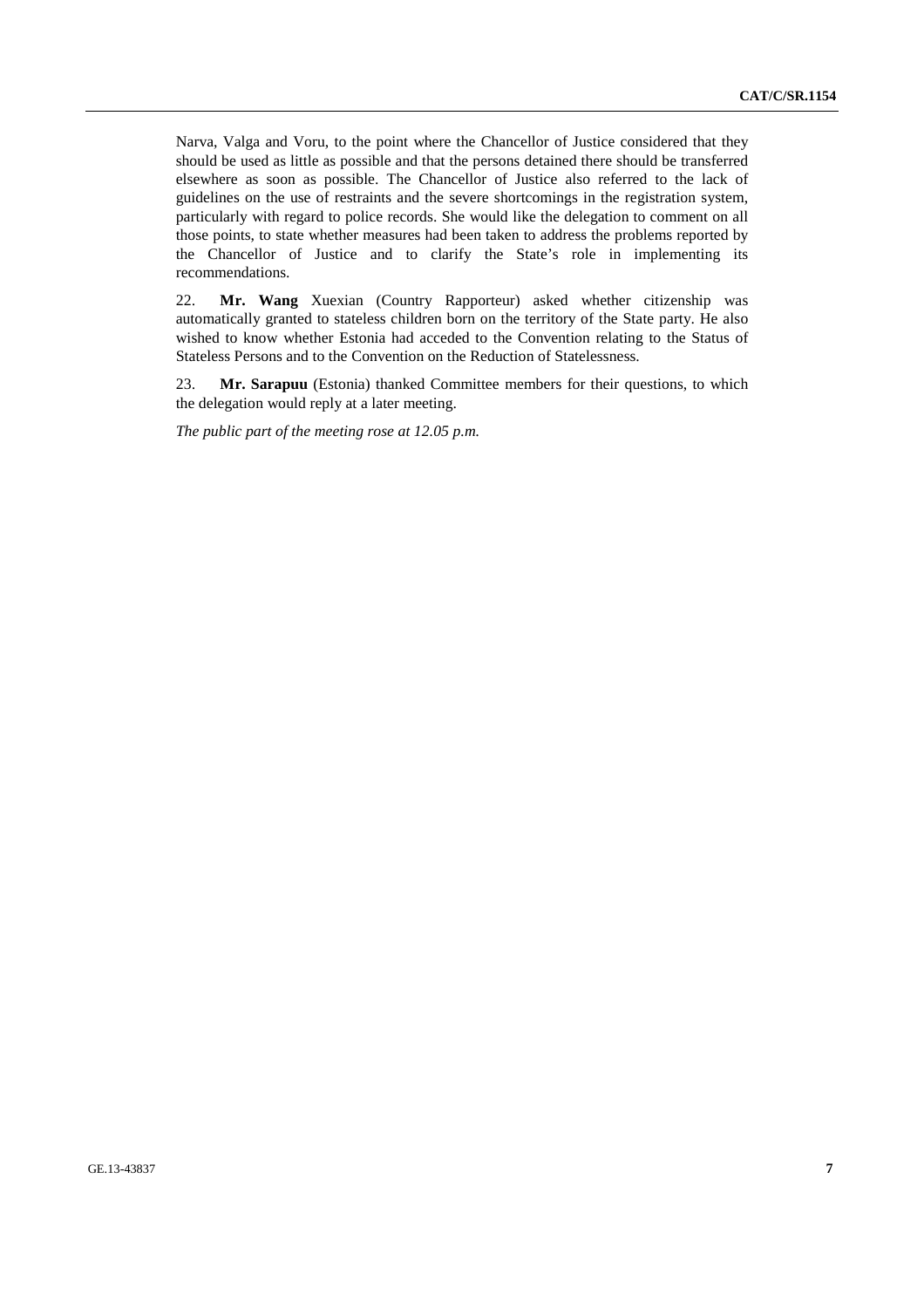Narva, Valga and Voru, to the point where the Chancellor of Justice considered that they should be used as little as possible and that the persons detained there should be transferred elsewhere as soon as possible. The Chancellor of Justice also referred to the lack of guidelines on the use of restraints and the severe shortcomings in the registration system, particularly with regard to police records. She would like the delegation to comment on all those points, to state whether measures had been taken to address the problems reported by the Chancellor of Justice and to clarify the State's role in implementing its recommendations.

22. **Mr. Wang** Xuexian (Country Rapporteur) asked whether citizenship was automatically granted to stateless children born on the territory of the State party. He also wished to know whether Estonia had acceded to the Convention relating to the Status of Stateless Persons and to the Convention on the Reduction of Statelessness.

23. **Mr. Sarapuu** (Estonia) thanked Committee members for their questions, to which the delegation would reply at a later meeting.

*The public part of the meeting rose at 12.05 p.m.*